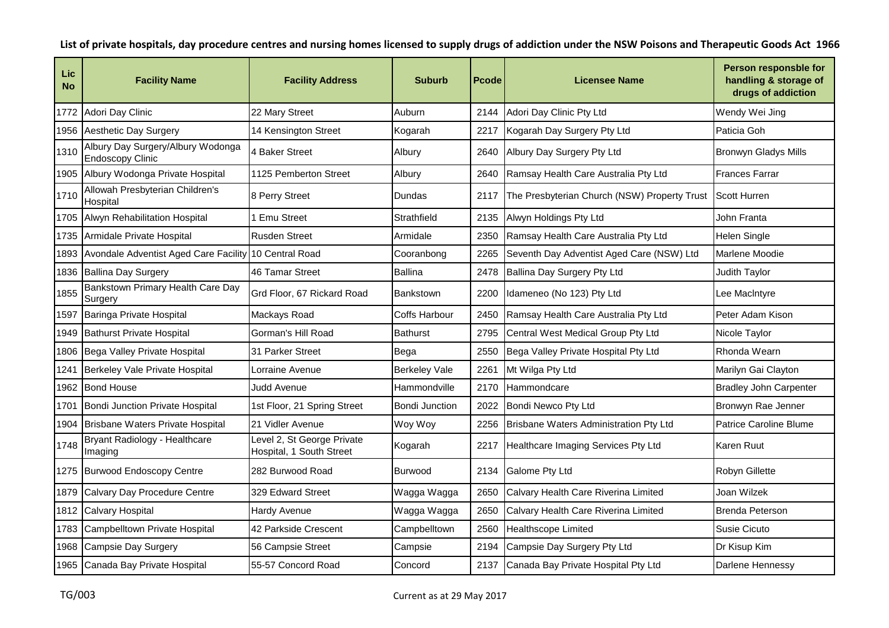# List of private hospitals, day procedure centres and nursing homes licensed to supply drugs of addiction under the NSW Poisons and Therapeutic Goods Act 1966

| Lic No | Facility Name | Facility Address | Suburb | Pcode | Licensee Name | Person responsble for handling & storage of drugs of addiction |
|---|---|---|---|---|---|---|
| 1772 | Adori Day Clinic | 22 Mary Street | Auburn | 2144 | Adori Day Clinic Pty Ltd | Wendy Wei Jing |
| 1956 | Aesthetic Day Surgery | 14 Kensington Street | Kogarah | 2217 | Kogarah Day Surgery Pty Ltd | Paticia Goh |
| 1310 | Albury Day Surgery/Albury Wodonga Endoscopy Clinic | 4 Baker Street | Albury | 2640 | Albury Day Surgery Pty Ltd | Bronwyn Gladys Mills |
| 1905 | Albury Wodonga Private Hospital | 1125 Pemberton Street | Albury | 2640 | Ramsay Health Care Australia Pty Ltd | Frances Farrar |
| 1710 | Allowah Presbyterian Children's Hospital | 8 Perry Street | Dundas | 2117 | The Presbyterian Church (NSW) Property Trust | Scott Hurren |
| 1705 | Alwyn Rehabilitation Hospital | 1 Emu Street | Strathfield | 2135 | Alwyn Holdings Pty Ltd | John Franta |
| 1735 | Armidale Private Hospital | Rusden Street | Armidale | 2350 | Ramsay Health Care Australia Pty Ltd | Helen Single |
| 1893 | Avondale Adventist Aged Care Facility | 10 Central Road | Cooranbong | 2265 | Seventh Day Adventist Aged Care (NSW) Ltd | Marlene Moodie |
| 1836 | Ballina Day Surgery | 46 Tamar Street | Ballina | 2478 | Ballina Day Surgery Pty Ltd | Judith Taylor |
| 1855 | Bankstown Primary Health Care Day Surgery | Grd Floor, 67 Rickard Road | Bankstown | 2200 | Idameneo (No 123) Pty Ltd | Lee MacIntyre |
| 1597 | Baringa Private Hospital | Mackays Road | Coffs Harbour | 2450 | Ramsay Health Care Australia Pty Ltd | Peter Adam Kison |
| 1949 | Bathurst Private Hospital | Gorman's Hill Road | Bathurst | 2795 | Central West Medical Group Pty Ltd | Nicole Taylor |
| 1806 | Bega Valley Private Hospital | 31 Parker Street | Bega | 2550 | Bega Valley Private Hospital Pty Ltd | Rhonda Wearn |
| 1241 | Berkeley Vale Private Hospital | Lorraine Avenue | Berkeley Vale | 2261 | Mt Wilga Pty Ltd | Marilyn Gai Clayton |
| 1962 | Bond House | Judd Avenue | Hammondville | 2170 | Hammondcare | Bradley John Carpenter |
| 1701 | Bondi Junction Private Hospital | 1st Floor, 21 Spring Street | Bondi Junction | 2022 | Bondi Newco Pty Ltd | Bronwyn Rae Jenner |
| 1904 | Brisbane Waters Private Hospital | 21 Vidler Avenue | Woy Woy | 2256 | Brisbane Waters Administration Pty Ltd | Patrice Caroline Blume |
| 1748 | Bryant Radiology - Healthcare Imaging | Level 2, St George Private Hospital, 1 South Street | Kogarah | 2217 | Healthcare Imaging Services Pty Ltd | Karen Ruut |
| 1275 | Burwood Endoscopy Centre | 282 Burwood Road | Burwood | 2134 | Galome Pty Ltd | Robyn Gillette |
| 1879 | Calvary Day Procedure Centre | 329 Edward Street | Wagga Wagga | 2650 | Calvary Health Care Riverina Limited | Joan Wilzek |
| 1812 | Calvary Hospital | Hardy Avenue | Wagga Wagga | 2650 | Calvary Health Care Riverina Limited | Brenda Peterson |
| 1783 | Campbelltown Private Hospital | 42 Parkside Crescent | Campbelltown | 2560 | Healthscope Limited | Susie Cicuto |
| 1968 | Campsie Day Surgery | 56 Campsie Street | Campsie | 2194 | Campsie Day Surgery Pty Ltd | Dr Kisup Kim |
| 1965 | Canada Bay Private Hospital | 55-57 Concord Road | Concord | 2137 | Canada Bay Private Hospital Pty Ltd | Darlene Hennessy |

TG/003

Current as at 29 May 2017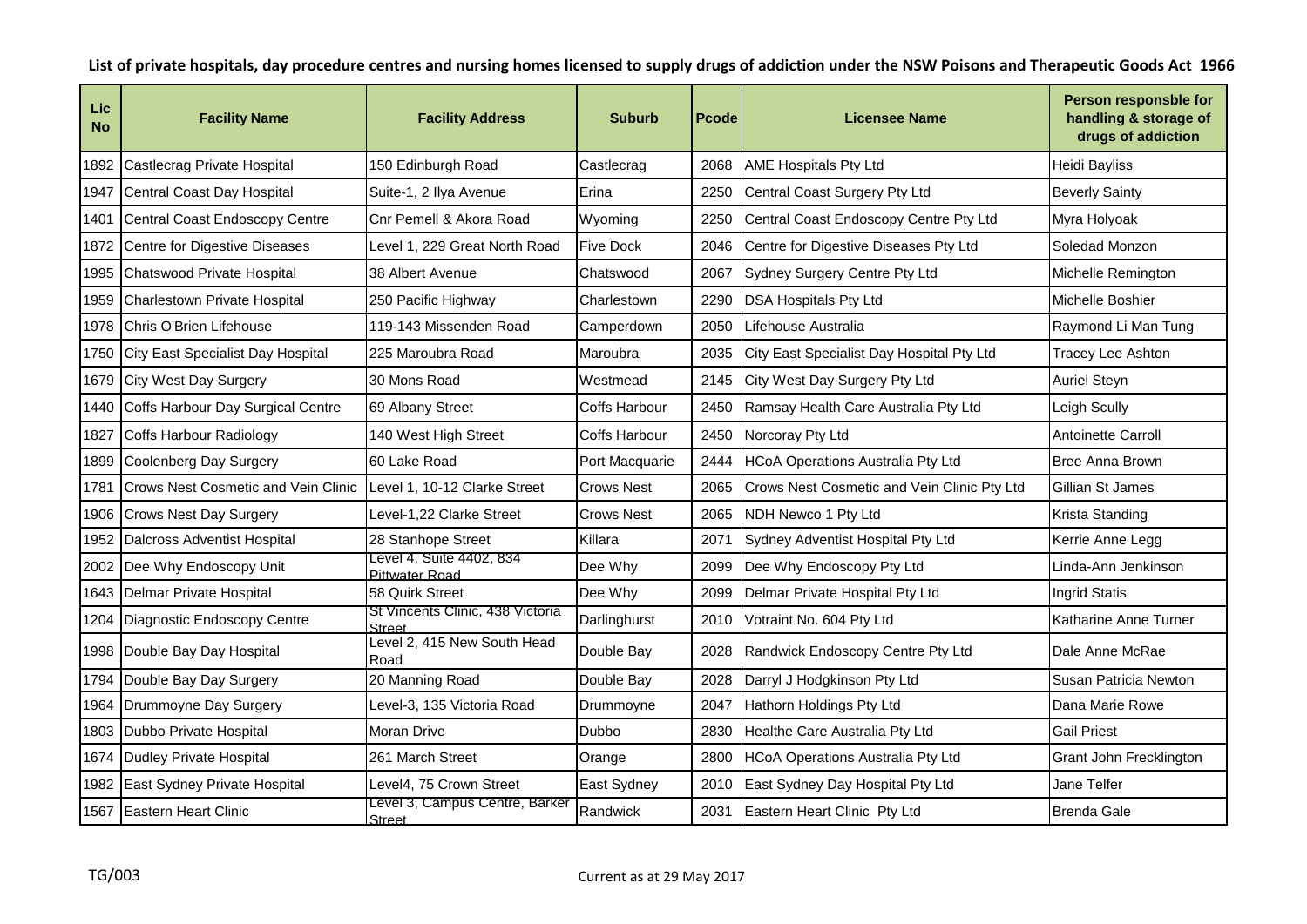**List of private hospitals, day procedure centres and nursing homes licensed to supply drugs of addiction under the NSW Poisons and Therapeutic Goods Act 1966**

| Lic No | Facility Name | Facility Address | Suburb | Pcode | Licensee Name | Person responsble for handling & storage of drugs of addiction |
|---|---|---|---|---|---|---|
| 1892 | Castlecrag Private Hospital | 150 Edinburgh Road | Castlecrag | 2068 | AME Hospitals Pty Ltd | Heidi Bayliss |
| 1947 | Central Coast Day Hospital | Suite-1, 2 Ilya Avenue | Erina | 2250 | Central Coast Surgery Pty Ltd | Beverly Sainty |
| 1401 | Central Coast Endoscopy Centre | Cnr Pemell & Akora Road | Wyoming | 2250 | Central Coast Endoscopy Centre Pty Ltd | Myra Holyoak |
| 1872 | Centre for Digestive Diseases | Level 1, 229 Great North Road | Five Dock | 2046 | Centre for Digestive Diseases Pty Ltd | Soledad Monzon |
| 1995 | Chatswood Private Hospital | 38 Albert Avenue | Chatswood | 2067 | Sydney Surgery Centre Pty Ltd | Michelle Remington |
| 1959 | Charlestown Private Hospital | 250 Pacific Highway | Charlestown | 2290 | DSA Hospitals Pty Ltd | Michelle Boshier |
| 1978 | Chris O'Brien Lifehouse | 119-143 Missenden Road | Camperdown | 2050 | Lifehouse Australia | Raymond Li Man Tung |
| 1750 | City East Specialist Day Hospital | 225 Maroubra Road | Maroubra | 2035 | City East Specialist Day Hospital Pty Ltd | Tracey Lee Ashton |
| 1679 | City West Day Surgery | 30 Mons Road | Westmead | 2145 | City West Day Surgery Pty Ltd | Auriel Steyn |
| 1440 | Coffs Harbour Day Surgical Centre | 69 Albany Street | Coffs Harbour | 2450 | Ramsay Health Care Australia Pty Ltd | Leigh Scully |
| 1827 | Coffs Harbour Radiology | 140 West High Street | Coffs Harbour | 2450 | Norcoray Pty Ltd | Antoinette Carroll |
| 1899 | Coolenberg Day Surgery | 60 Lake Road | Port Macquarie | 2444 | HCoA Operations Australia Pty Ltd | Bree Anna Brown |
| 1781 | Crows Nest Cosmetic and Vein Clinic | Level 1, 10-12 Clarke Street | Crows Nest | 2065 | Crows Nest Cosmetic and Vein Clinic Pty Ltd | Gillian St James |
| 1906 | Crows Nest Day Surgery | Level-1,22 Clarke Street | Crows Nest | 2065 | NDH Newco 1 Pty Ltd | Krista Standing |
| 1952 | Dalcross Adventist Hospital | 28 Stanhope Street | Killara | 2071 | Sydney Adventist Hospital Pty Ltd | Kerrie Anne Legg |
| 2002 | Dee Why Endoscopy Unit | Level 4, Suite 4402, 834 Pittwater Road | Dee Why | 2099 | Dee Why Endoscopy Pty Ltd | Linda-Ann Jenkinson |
| 1643 | Delmar Private Hospital | 58 Quirk Street | Dee Why | 2099 | Delmar Private Hospital Pty Ltd | Ingrid Statis |
| 1204 | Diagnostic Endoscopy Centre | St Vincents Clinic, 438 Victoria Street | Darlinghurst | 2010 | Votraint No. 604 Pty Ltd | Katharine Anne Turner |
| 1998 | Double Bay Day Hospital | Level 2, 415 New South Head Road | Double Bay | 2028 | Randwick Endoscopy Centre Pty Ltd | Dale Anne McRae |
| 1794 | Double Bay Day Surgery | 20 Manning Road | Double Bay | 2028 | Darryl J Hodgkinson Pty Ltd | Susan Patricia Newton |
| 1964 | Drummoyne Day Surgery | Level-3, 135 Victoria Road | Drummoyne | 2047 | Hathorn Holdings Pty Ltd | Dana Marie Rowe |
| 1803 | Dubbo Private Hospital | Moran Drive | Dubbo | 2830 | Healthe Care Australia Pty Ltd | Gail Priest |
| 1674 | Dudley Private Hospital | 261 March Street | Orange | 2800 | HCoA Operations Australia Pty Ltd | Grant John Frecklington |
| 1982 | East Sydney Private Hospital | Level4, 75 Crown Street | East Sydney | 2010 | East Sydney Day Hospital Pty Ltd | Jane Telfer |
| 1567 | Eastern Heart Clinic | Level 3, Campus Centre, Barker Street | Randwick | 2031 | Eastern Heart Clinic Pty Ltd | Brenda Gale |

TG/003

Current as at 29 May 2017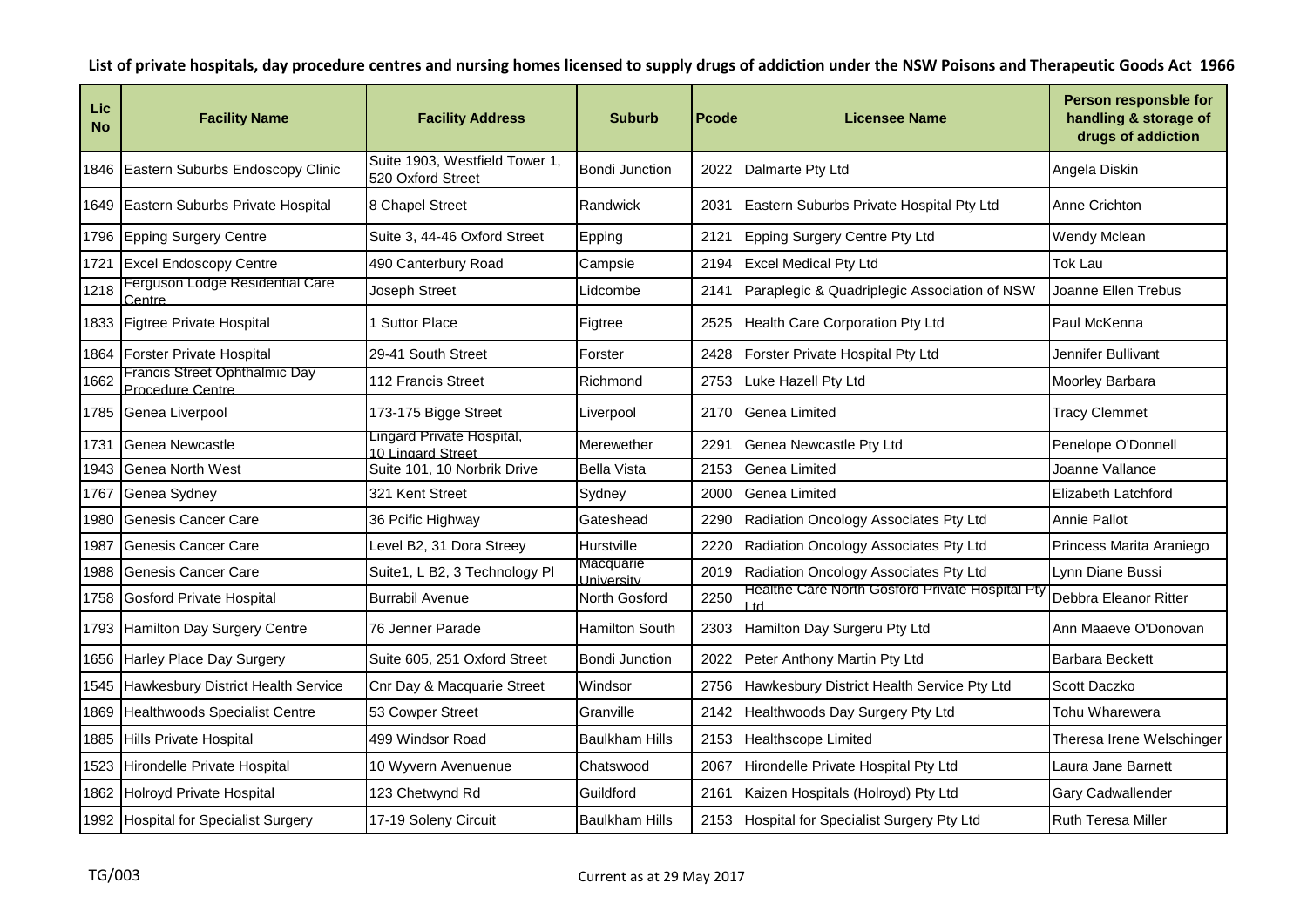**List of private hospitals, day procedure centres and nursing homes licensed to supply drugs of addiction under the NSW Poisons and Therapeutic Goods Act 1966**

| Lic No | Facility Name | Facility Address | Suburb | Pcode | Licensee Name | Person responsble for handling & storage of drugs of addiction |
|---|---|---|---|---|---|---|
| 1846 | Eastern Suburbs Endoscopy Clinic | Suite 1903, Westfield Tower 1, 520 Oxford Street | Bondi Junction | 2022 | Dalmarte Pty Ltd | Angela Diskin |
| 1649 | Eastern Suburbs Private Hospital | 8 Chapel Street | Randwick | 2031 | Eastern Suburbs Private Hospital Pty Ltd | Anne Crichton |
| 1796 | Epping Surgery Centre | Suite 3, 44-46 Oxford Street | Epping | 2121 | Epping Surgery Centre Pty Ltd | Wendy Mclean |
| 1721 | Excel Endoscopy Centre | 490 Canterbury Road | Campsie | 2194 | Excel Medical Pty Ltd | Tok Lau |
| 1218 | Ferguson Lodge Residential Care Centre | Joseph Street | Lidcombe | 2141 | Paraplegic & Quadriplegic Association of NSW | Joanne Ellen Trebus |
| 1833 | Figtree Private Hospital | 1 Suttor Place | Figtree | 2525 | Health Care Corporation Pty Ltd | Paul McKenna |
| 1864 | Forster Private Hospital | 29-41 South Street | Forster | 2428 | Forster Private Hospital Pty Ltd | Jennifer Bullivant |
| 1662 | Francis Street Ophthalmic Day Procedure Centre | 112 Francis Street | Richmond | 2753 | Luke Hazell Pty Ltd | Moorley Barbara |
| 1785 | Genea Liverpool | 173-175 Bigge Street | Liverpool | 2170 | Genea Limited | Tracy Clemmet |
| 1731 | Genea Newcastle | Lingard Private Hospital, 10 Lingard Street | Merewether | 2291 | Genea Newcastle Pty Ltd | Penelope O'Donnell |
| 1943 | Genea North West | Suite 101, 10 Norbrik Drive | Bella Vista | 2153 | Genea Limited | Joanne Vallance |
| 1767 | Genea Sydney | 321 Kent Street | Sydney | 2000 | Genea Limited | Elizabeth Latchford |
| 1980 | Genesis Cancer Care | 36 Pcific Highway | Gateshead | 2290 | Radiation Oncology Associates Pty Ltd | Annie Pallot |
| 1987 | Genesis Cancer Care | Level B2, 31 Dora Streey | Hurstville | 2220 | Radiation Oncology Associates Pty Ltd | Princess Marita Araniego |
| 1988 | Genesis Cancer Care | Suite1, L B2, 3 Technology Pl | Macquarie University | 2019 | Radiation Oncology Associates Pty Ltd | Lynn Diane Bussi |
| 1758 | Gosford Private Hospital | Burrabil Avenue | North Gosford | 2250 | Healthe Care North Gosford Private Hospital Pty Ltd | Debbra Eleanor Ritter |
| 1793 | Hamilton Day Surgery Centre | 76 Jenner Parade | Hamilton South | 2303 | Hamilton Day Surgeru Pty Ltd | Ann Maaeve O'Donovan |
| 1656 | Harley Place Day Surgery | Suite 605, 251 Oxford Street | Bondi Junction | 2022 | Peter Anthony Martin Pty Ltd | Barbara Beckett |
| 1545 | Hawkesbury District Health Service | Cnr Day & Macquarie Street | Windsor | 2756 | Hawkesbury District Health Service Pty Ltd | Scott Daczko |
| 1869 | Healthwoods Specialist Centre | 53 Cowper Street | Granville | 2142 | Healthwoods Day Surgery Pty Ltd | Tohu Wharewera |
| 1885 | Hills Private Hospital | 499 Windsor Road | Baulkham Hills | 2153 | Healthscope Limited | Theresa Irene Welschinger |
| 1523 | Hirondelle Private Hospital | 10 Wyvern Avenuenue | Chatswood | 2067 | Hirondelle Private Hospital Pty Ltd | Laura Jane Barnett |
| 1862 | Holroyd Private Hospital | 123 Chetwynd Rd | Guildford | 2161 | Kaizen Hospitals (Holroyd) Pty Ltd | Gary Cadwallender |
| 1992 | Hospital for Specialist Surgery | 17-19 Soleny Circuit | Baulkham Hills | 2153 | Hospital for Specialist Surgery Pty Ltd | Ruth Teresa Miller |

TG/003

Current as at 29 May 2017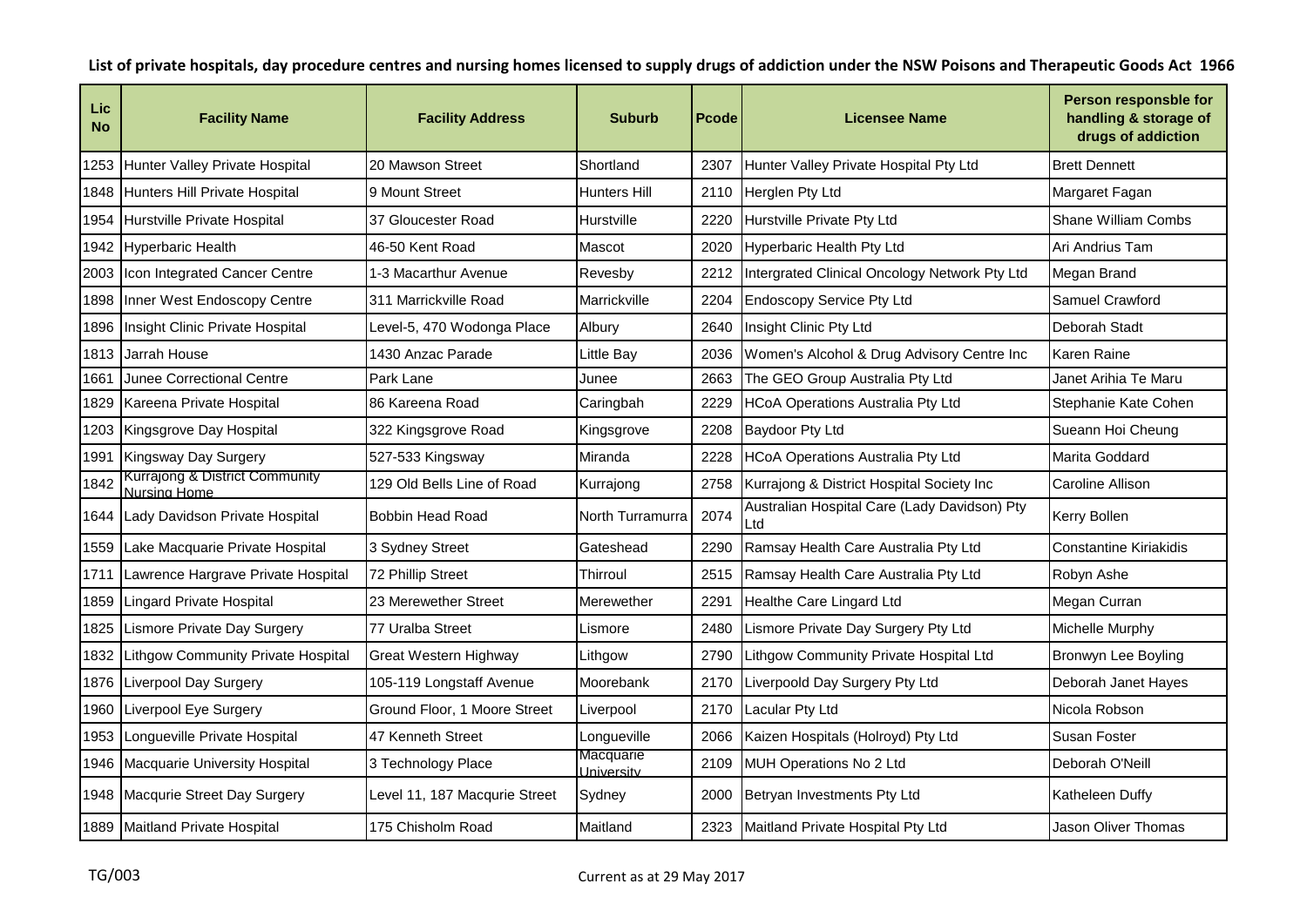# List of private hospitals, day procedure centres and nursing homes licensed to supply drugs of addiction under the NSW Poisons and Therapeutic Goods Act 1966

| Lic No | Facility Name | Facility Address | Suburb | Pcode | Licensee Name | Person responsble for handling & storage of drugs of addiction |
|---|---|---|---|---|---|---|
| 1253 | Hunter Valley Private Hospital | 20 Mawson Street | Shortland | 2307 | Hunter Valley Private Hospital Pty Ltd | Brett Dennett |
| 1848 | Hunters Hill Private Hospital | 9 Mount Street | Hunters Hill | 2110 | Herglen Pty Ltd | Margaret Fagan |
| 1954 | Hurstville Private Hospital | 37 Gloucester Road | Hurstville | 2220 | Hurstville Private Pty Ltd | Shane William Combs |
| 1942 | Hyperbaric Health | 46-50 Kent Road | Mascot | 2020 | Hyperbaric Health Pty Ltd | Ari Andrius Tam |
| 2003 | Icon Integrated Cancer Centre | 1-3 Macarthur Avenue | Revesby | 2212 | Intergrated Clinical Oncology Network Pty Ltd | Megan Brand |
| 1898 | Inner West Endoscopy Centre | 311 Marrickville Road | Marrickville | 2204 | Endoscopy Service Pty Ltd | Samuel Crawford |
| 1896 | Insight Clinic Private Hospital | Level-5, 470 Wodonga Place | Albury | 2640 | Insight Clinic Pty Ltd | Deborah Stadt |
| 1813 | Jarrah House | 1430 Anzac Parade | Little Bay | 2036 | Women's Alcohol & Drug Advisory Centre Inc | Karen Raine |
| 1661 | Junee Correctional Centre | Park Lane | Junee | 2663 | The GEO Group Australia Pty Ltd | Janet Arihia Te Maru |
| 1829 | Kareena Private Hospital | 86 Kareena Road | Caringbah | 2229 | HCoA Operations Australia Pty Ltd | Stephanie Kate Cohen |
| 1203 | Kingsgrove Day Hospital | 322 Kingsgrove Road | Kingsgrove | 2208 | Baydoor Pty Ltd | Sueann Hoi Cheung |
| 1991 | Kingsway Day Surgery | 527-533 Kingsway | Miranda | 2228 | HCoA Operations Australia Pty Ltd | Marita Goddard |
| 1842 | Kurrajong & District Community Nursing Home | 129 Old Bells Line of Road | Kurrajong | 2758 | Kurrajong & District Hospital Society Inc | Caroline Allison |
| 1644 | Lady Davidson Private Hospital | Bobbin Head Road | North Turramurra | 2074 | Australian Hospital Care (Lady Davidson) Pty Ltd | Kerry Bollen |
| 1559 | Lake Macquarie Private Hospital | 3 Sydney Street | Gateshead | 2290 | Ramsay Health Care Australia Pty Ltd | Constantine Kiriakidis |
| 1711 | Lawrence Hargrave Private Hospital | 72 Phillip Street | Thirroul | 2515 | Ramsay Health Care Australia Pty Ltd | Robyn Ashe |
| 1859 | Lingard Private Hospital | 23 Merewether Street | Merewether | 2291 | Healthe Care Lingard Ltd | Megan Curran |
| 1825 | Lismore Private Day Surgery | 77 Uralba Street | Lismore | 2480 | Lismore Private Day Surgery Pty Ltd | Michelle Murphy |
| 1832 | Lithgow Community Private Hospital | Great Western Highway | Lithgow | 2790 | Lithgow Community Private Hospital Ltd | Bronwyn Lee Boyling |
| 1876 | Liverpool Day Surgery | 105-119 Longstaff Avenue | Moorebank | 2170 | Liverpoold Day Surgery Pty Ltd | Deborah Janet Hayes |
| 1960 | Liverpool Eye Surgery | Ground Floor, 1 Moore Street | Liverpool | 2170 | Lacular Pty Ltd | Nicola Robson |
| 1953 | Longueville Private Hospital | 47 Kenneth Street | Longueville | 2066 | Kaizen Hospitals (Holroyd) Pty Ltd | Susan Foster |
| 1946 | Macquarie University Hospital | 3 Technology Place | Macquarie University | 2109 | MUH Operations No 2 Ltd | Deborah O'Neill |
| 1948 | Macqurie Street Day Surgery | Level 11, 187 Macqurie Street | Sydney | 2000 | Betryan Investments Pty Ltd | Katheleen Duffy |
| 1889 | Maitland Private Hospital | 175 Chisholm Road | Maitland | 2323 | Maitland Private Hospital Pty Ltd | Jason Oliver Thomas |

TG/003

Current as at 29 May 2017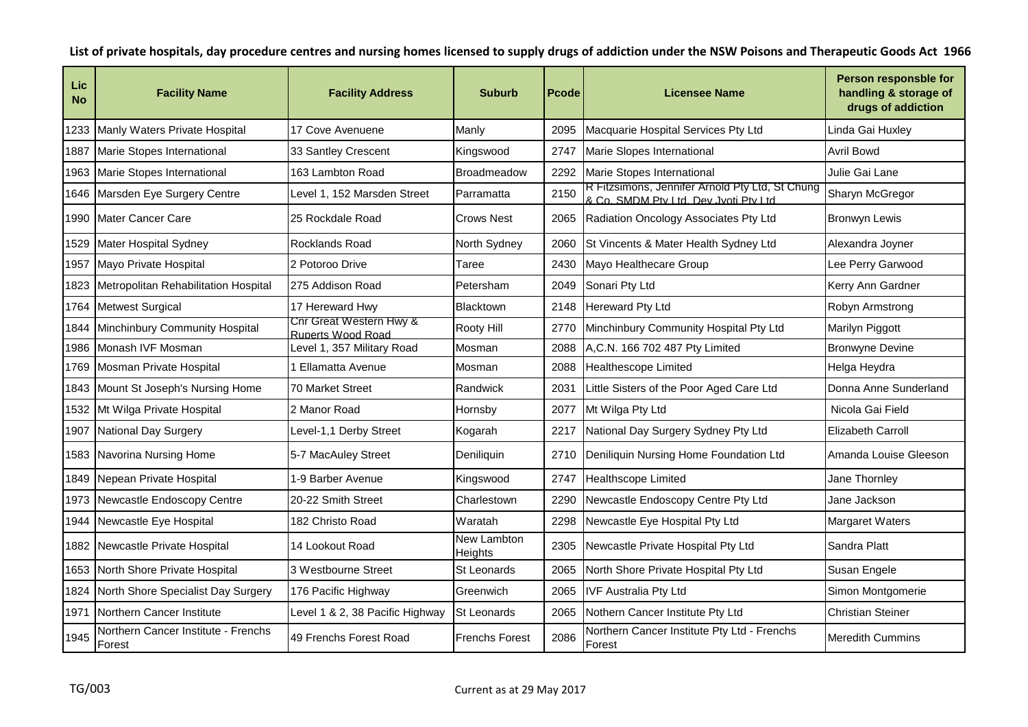**List of private hospitals, day procedure centres and nursing homes licensed to supply drugs of addiction under the NSW Poisons and Therapeutic Goods Act 1966**

| Lic No | Facility Name | Facility Address | Suburb | Pcode | Licensee Name | Person responsble for handling & storage of drugs of addiction |
|---|---|---|---|---|---|---|
| 1233 | Manly Waters Private Hospital | 17 Cove Avenuene | Manly | 2095 | Macquarie Hospital Services Pty Ltd | Linda Gai Huxley |
| 1887 | Marie Stopes International | 33 Santley Crescent | Kingswood | 2747 | Marie Slopes International | Avril Bowd |
| 1963 | Marie Stopes International | 163 Lambton Road | Broadmeadow | 2292 | Marie Stopes International | Julie Gai Lane |
| 1646 | Marsden Eye Surgery Centre | Level 1, 152 Marsden Street | Parramatta | 2150 | R Fitzsimons, Jennifer Arnold Pty Ltd, St Chung & Co. SMDM Pty Ltd, Dev Jyoti Pty Ltd | Sharyn McGregor |
| 1990 | Mater Cancer Care | 25 Rockdale Road | Crows Nest | 2065 | Radiation Oncology Associates Pty Ltd | Bronwyn Lewis |
| 1529 | Mater Hospital Sydney | Rocklands Road | North Sydney | 2060 | St Vincents & Mater Health Sydney Ltd | Alexandra Joyner |
| 1957 | Mayo Private Hospital | 2 Potoroo Drive | Taree | 2430 | Mayo Healthecare Group | Lee Perry Garwood |
| 1823 | Metropolitan Rehabilitation Hospital | 275 Addison Road | Petersham | 2049 | Sonari Pty Ltd | Kerry Ann Gardner |
| 1764 | Metwest Surgical | 17 Hereward Hwy | Blacktown | 2148 | Hereward Pty Ltd | Robyn Armstrong |
| 1844 | Minchinbury Community Hospital | Cnr Great Western Hwy & Ruperts Wood Road | Rooty Hill | 2770 | Minchinbury Community Hospital Pty Ltd | Marilyn Piggott |
| 1986 | Monash IVF Mosman | Level 1, 357 Military Road | Mosman | 2088 | A,C.N. 166 702 487 Pty Limited | Bronwyne Devine |
| 1769 | Mosman Private Hospital | 1 Ellamatta Avenue | Mosman | 2088 | Healthescope Limited | Helga Heydra |
| 1843 | Mount St Joseph's Nursing Home | 70 Market Street | Randwick | 2031 | Little Sisters of the Poor Aged Care Ltd | Donna Anne Sunderland |
| 1532 | Mt Wilga Private Hospital | 2 Manor Road | Hornsby | 2077 | Mt Wilga Pty Ltd | Nicola Gai Field |
| 1907 | National Day Surgery | Level-1,1 Derby Street | Kogarah | 2217 | National Day Surgery Sydney Pty Ltd | Elizabeth Carroll |
| 1583 | Navorina Nursing Home | 5-7 MacAuley Street | Deniliquin | 2710 | Deniliquin Nursing Home Foundation Ltd | Amanda Louise Gleeson |
| 1849 | Nepean Private Hospital | 1-9 Barber Avenue | Kingswood | 2747 | Healthscope Limited | Jane Thornley |
| 1973 | Newcastle Endoscopy Centre | 20-22 Smith Street | Charlestown | 2290 | Newcastle Endoscopy Centre Pty Ltd | Jane Jackson |
| 1944 | Newcastle Eye Hospital | 182 Christo Road | Waratah | 2298 | Newcastle Eye Hospital Pty Ltd | Margaret Waters |
| 1882 | Newcastle Private Hospital | 14 Lookout Road | New Lambton Heights | 2305 | Newcastle Private Hospital Pty Ltd | Sandra Platt |
| 1653 | North Shore Private Hospital | 3 Westbourne Street | St Leonards | 2065 | North Shore Private Hospital Pty Ltd | Susan Engele |
| 1824 | North Shore Specialist Day Surgery | 176 Pacific Highway | Greenwich | 2065 | IVF Australia Pty Ltd | Simon Montgomerie |
| 1971 | Northern Cancer Institute | Level 1 & 2, 38 Pacific Highway | St Leonards | 2065 | Nothern Cancer Institute Pty Ltd | Christian Steiner |
| 1945 | Northern Cancer Institute - Frenchs Forest | 49 Frenchs Forest Road | Frenchs Forest | 2086 | Northern Cancer Institute Pty Ltd - Frenchs Forest | Meredith Cummins |

TG/003

Current as at 29 May 2017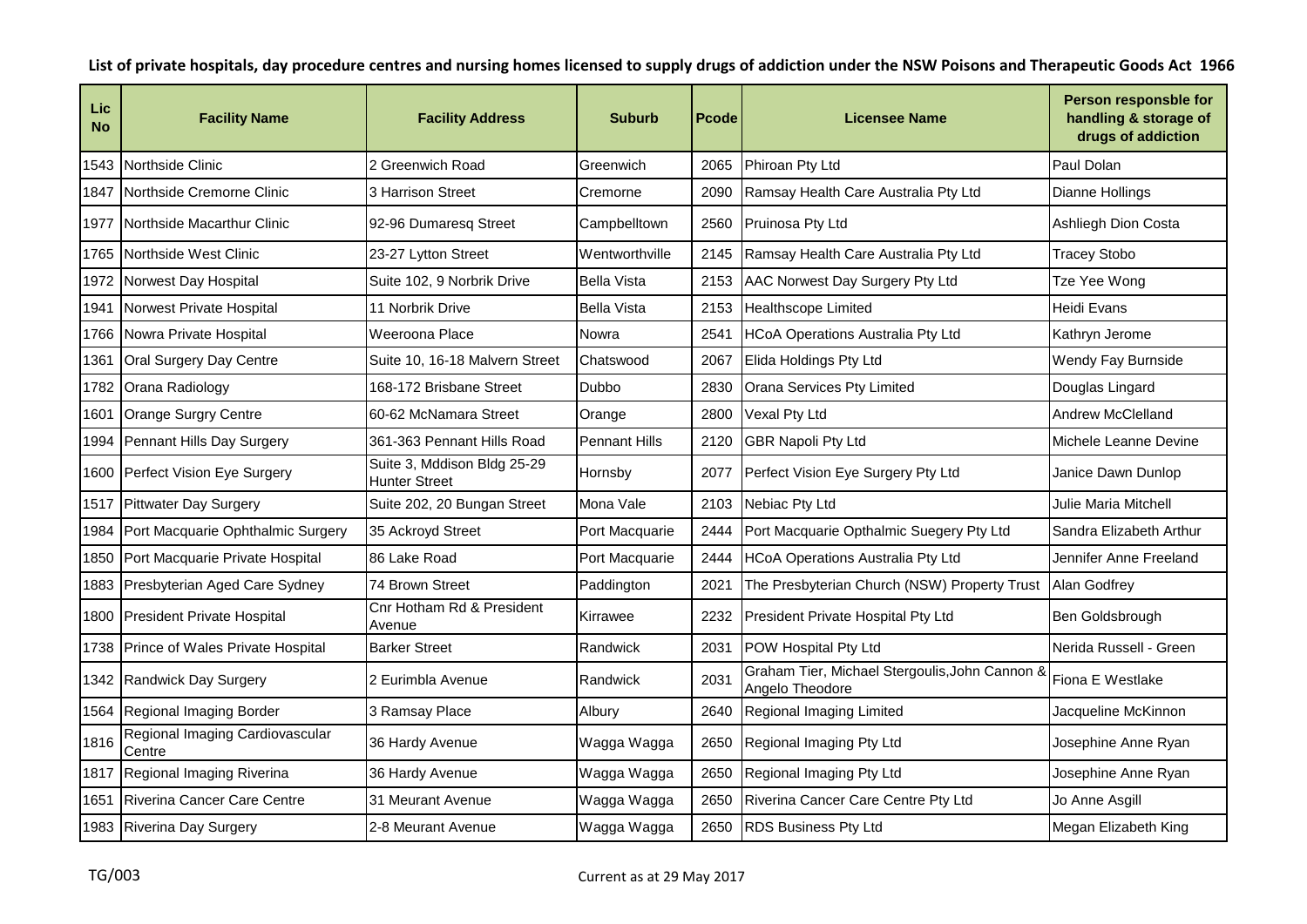**List of private hospitals, day procedure centres and nursing homes licensed to supply drugs of addiction under the NSW Poisons and Therapeutic Goods Act 1966**

| Lic No | Facility Name | Facility Address | Suburb | Pcode | Licensee Name | Person responsble for handling & storage of drugs of addiction |
|---|---|---|---|---|---|---|
| 1543 | Northside Clinic | 2 Greenwich Road | Greenwich | 2065 | Phiroan Pty Ltd | Paul Dolan |
| 1847 | Northside Cremorne Clinic | 3 Harrison Street | Cremorne | 2090 | Ramsay Health Care Australia Pty Ltd | Dianne Hollings |
| 1977 | Northside Macarthur Clinic | 92-96 Dumaresq Street | Campbelltown | 2560 | Pruinosa Pty Ltd | Ashliegh Dion Costa |
| 1765 | Northside West Clinic | 23-27 Lytton Street | Wentworthville | 2145 | Ramsay Health Care Australia Pty Ltd | Tracey Stobo |
| 1972 | Norwest Day Hospital | Suite 102, 9 Norbrik Drive | Bella Vista | 2153 | AAC Norwest Day Surgery Pty Ltd | Tze Yee Wong |
| 1941 | Norwest Private Hospital | 11 Norbrik Drive | Bella Vista | 2153 | Healthscope Limited | Heidi Evans |
| 1766 | Nowra Private Hospital | Weeroona Place | Nowra | 2541 | HCoA Operations Australia Pty Ltd | Kathryn Jerome |
| 1361 | Oral Surgery Day Centre | Suite 10, 16-18 Malvern Street | Chatswood | 2067 | Elida Holdings Pty Ltd | Wendy Fay Burnside |
| 1782 | Orana Radiology | 168-172 Brisbane Street | Dubbo | 2830 | Orana Services Pty Limited | Douglas Lingard |
| 1601 | Orange Surgry Centre | 60-62 McNamara Street | Orange | 2800 | Vexal Pty Ltd | Andrew McClelland |
| 1994 | Pennant Hills Day Surgery | 361-363 Pennant Hills Road | Pennant Hills | 2120 | GBR Napoli Pty Ltd | Michele Leanne Devine |
| 1600 | Perfect Vision Eye Surgery | Suite 3, Mddison Bldg 25-29 Hunter Street | Hornsby | 2077 | Perfect Vision Eye Surgery Pty Ltd | Janice Dawn Dunlop |
| 1517 | Pittwater Day Surgery | Suite 202, 20 Bungan Street | Mona Vale | 2103 | Nebiac Pty Ltd | Julie Maria Mitchell |
| 1984 | Port Macquarie Ophthalmic Surgery | 35 Ackroyd Street | Port Macquarie | 2444 | Port Macquarie Opthalmic Suegery Pty Ltd | Sandra Elizabeth Arthur |
| 1850 | Port Macquarie Private Hospital | 86 Lake Road | Port Macquarie | 2444 | HCoA Operations Australia Pty Ltd | Jennifer Anne Freeland |
| 1883 | Presbyterian Aged Care Sydney | 74 Brown Street | Paddington | 2021 | The Presbyterian Church (NSW) Property Trust | Alan Godfrey |
| 1800 | President Private Hospital | Cnr Hotham Rd & President Avenue | Kirrawee | 2232 | President Private Hospital Pty Ltd | Ben Goldsbrough |
| 1738 | Prince of Wales Private Hospital | Barker Street | Randwick | 2031 | POW Hospital Pty Ltd | Nerida Russell - Green |
| 1342 | Randwick Day Surgery | 2 Eurimbla Avenue | Randwick | 2031 | Graham Tier, Michael Stergoulis,John Cannon & Angelo Theodore | Fiona E Westlake |
| 1564 | Regional Imaging Border | 3 Ramsay Place | Albury | 2640 | Regional Imaging Limited | Jacqueline McKinnon |
| 1816 | Regional Imaging Cardiovascular Centre | 36 Hardy Avenue | Wagga Wagga | 2650 | Regional Imaging Pty Ltd | Josephine Anne Ryan |
| 1817 | Regional Imaging Riverina | 36 Hardy Avenue | Wagga Wagga | 2650 | Regional Imaging Pty Ltd | Josephine Anne Ryan |
| 1651 | Riverina Cancer Care Centre | 31 Meurant Avenue | Wagga Wagga | 2650 | Riverina Cancer Care Centre Pty Ltd | Jo Anne Asgill |
| 1983 | Riverina Day Surgery | 2-8 Meurant Avenue | Wagga Wagga | 2650 | RDS Business Pty Ltd | Megan Elizabeth King |

TG/003

Current as at 29 May 2017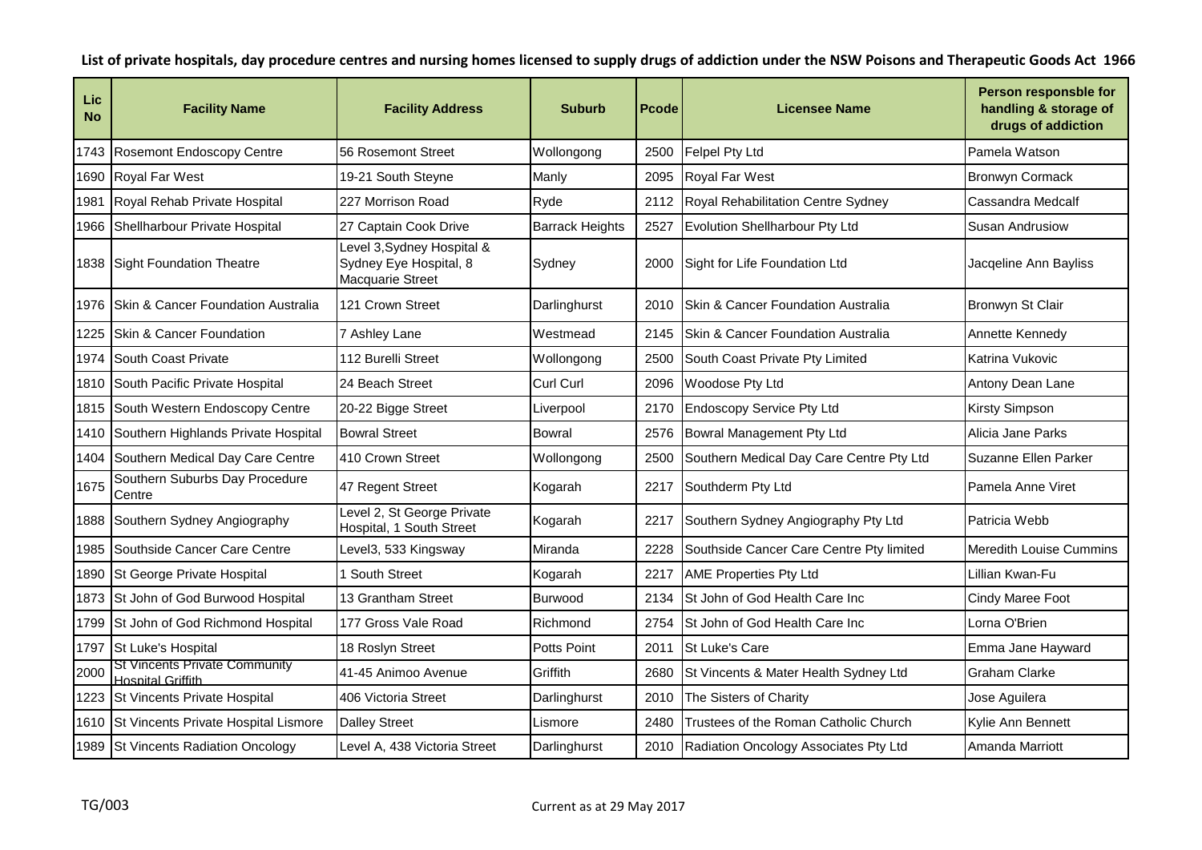**List of private hospitals, day procedure centres and nursing homes licensed to supply drugs of addiction under the NSW Poisons and Therapeutic Goods Act 1966**

| Lic No | Facility Name | Facility Address | Suburb | Pcode | Licensee Name | Person responsble for handling & storage of drugs of addiction |
|---|---|---|---|---|---|---|
| 1743 | Rosemont Endoscopy Centre | 56 Rosemont Street | Wollongong | 2500 | Felpel Pty Ltd | Pamela Watson |
| 1690 | Royal Far West | 19-21 South Steyne | Manly | 2095 | Royal Far West | Bronwyn Cormack |
| 1981 | Royal Rehab Private Hospital | 227 Morrison Road | Ryde | 2112 | Royal Rehabilitation Centre Sydney | Cassandra Medcalf |
| 1966 | Shellharbour Private Hospital | 27 Captain Cook Drive | Barrack Heights | 2527 | Evolution Shellharbour Pty Ltd | Susan Andrusiow |
| 1838 | Sight Foundation Theatre | Level 3,Sydney Hospital & Sydney Eye Hospital, 8 Macquarie Street | Sydney | 2000 | Sight for Life Foundation Ltd | Jacqeline Ann Bayliss |
| 1976 | Skin & Cancer Foundation Australia | 121 Crown Street | Darlinghurst | 2010 | Skin & Cancer Foundation Australia | Bronwyn St Clair |
| 1225 | Skin & Cancer Foundation | 7 Ashley Lane | Westmead | 2145 | Skin & Cancer Foundation Australia | Annette Kennedy |
| 1974 | South Coast Private | 112 Burelli Street | Wollongong | 2500 | South Coast Private Pty Limited | Katrina Vukovic |
| 1810 | South Pacific Private Hospital | 24 Beach Street | Curl Curl | 2096 | Woodose Pty Ltd | Antony Dean Lane |
| 1815 | South Western Endoscopy Centre | 20-22 Bigge Street | Liverpool | 2170 | Endoscopy Service Pty Ltd | Kirsty Simpson |
| 1410 | Southern Highlands Private Hospital | Bowral Street | Bowral | 2576 | Bowral Management Pty Ltd | Alicia Jane Parks |
| 1404 | Southern Medical Day Care Centre | 410 Crown Street | Wollongong | 2500 | Southern Medical Day Care Centre Pty Ltd | Suzanne Ellen Parker |
| 1675 | Southern Suburbs Day Procedure Centre | 47 Regent Street | Kogarah | 2217 | Southderm Pty Ltd | Pamela Anne Viret |
| 1888 | Southern Sydney Angiography | Level 2, St George Private Hospital, 1 South Street | Kogarah | 2217 | Southern Sydney Angiography Pty Ltd | Patricia Webb |
| 1985 | Southside Cancer Care Centre | Level3, 533 Kingsway | Miranda | 2228 | Southside Cancer Care Centre Pty limited | Meredith Louise Cummins |
| 1890 | St George Private Hospital | 1 South Street | Kogarah | 2217 | AME Properties Pty Ltd | Lillian Kwan-Fu |
| 1873 | St John of God Burwood Hospital | 13 Grantham Street | Burwood | 2134 | St John of God Health Care Inc | Cindy Maree Foot |
| 1799 | St John of God Richmond Hospital | 177 Gross Vale Road | Richmond | 2754 | St John of God Health Care Inc | Lorna O'Brien |
| 1797 | St Luke's Hospital | 18 Roslyn Street | Potts Point | 2011 | St Luke's Care | Emma Jane Hayward |
| 2000 | St Vincents Private Community Hospital Griffith | 41-45 Animoo Avenue | Griffith | 2680 | St Vincents & Mater Health Sydney Ltd | Graham Clarke |
| 1223 | St Vincents Private Hospital | 406 Victoria Street | Darlinghurst | 2010 | The Sisters of Charity | Jose Aguilera |
| 1610 | St Vincents Private Hospital Lismore | Dalley Street | Lismore | 2480 | Trustees of the Roman Catholic Church | Kylie Ann Bennett |
| 1989 | St Vincents Radiation Oncology | Level A, 438 Victoria Street | Darlinghurst | 2010 | Radiation Oncology Associates Pty Ltd | Amanda Marriott |

TG/003 Current as at 29 May 2017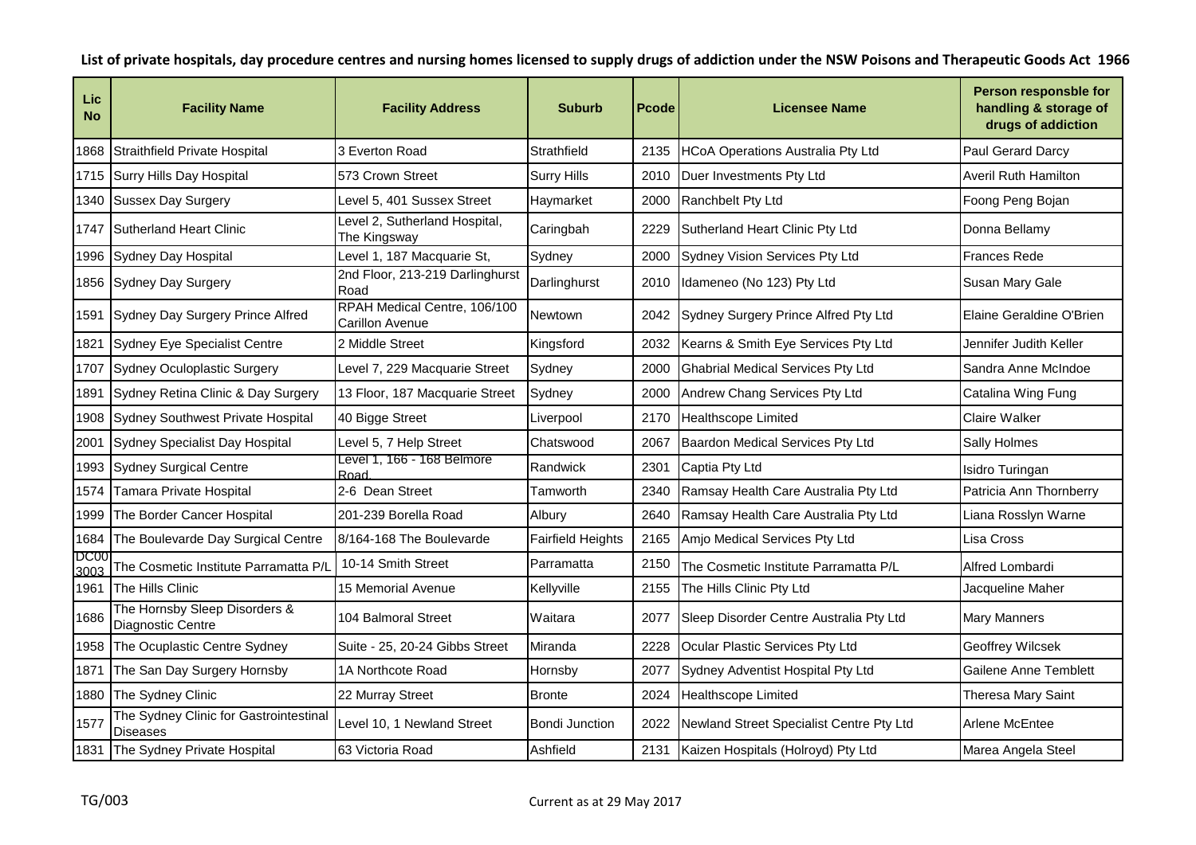**List of private hospitals, day procedure centres and nursing homes licensed to supply drugs of addiction under the NSW Poisons and Therapeutic Goods Act 1966**

| Lic No | Facility Name | Facility Address | Suburb | Pcode | Licensee Name | Person responsble for handling & storage of drugs of addiction |
|---|---|---|---|---|---|---|
| 1868 | Straithfield Private Hospital | 3 Everton Road | Strathfield | 2135 | HCoA Operations Australia Pty Ltd | Paul Gerard Darcy |
| 1715 | Surry Hills Day Hospital | 573 Crown Street | Surry Hills | 2010 | Duer Investments Pty Ltd | Averil Ruth Hamilton |
| 1340 | Sussex Day Surgery | Level 5, 401 Sussex Street | Haymarket | 2000 | Ranchbelt Pty Ltd | Foong Peng Bojan |
| 1747 | Sutherland Heart Clinic | Level 2, Sutherland Hospital, The Kingsway | Caringbah | 2229 | Sutherland Heart Clinic Pty Ltd | Donna Bellamy |
| 1996 | Sydney Day Hospital | Level 1, 187 Macquarie St, | Sydney | 2000 | Sydney Vision Services Pty Ltd | Frances Rede |
| 1856 | Sydney Day Surgery | 2nd Floor, 213-219 Darlinghurst Road | Darlinghurst | 2010 | Idameneo (No 123) Pty Ltd | Susan Mary Gale |
| 1591 | Sydney Day Surgery Prince Alfred | RPAH Medical Centre, 106/100 Carillon Avenue | Newtown | 2042 | Sydney Surgery Prince Alfred Pty Ltd | Elaine Geraldine O'Brien |
| 1821 | Sydney Eye Specialist Centre | 2 Middle Street | Kingsford | 2032 | Kearns & Smith Eye Services Pty Ltd | Jennifer Judith Keller |
| 1707 | Sydney Oculoplastic Surgery | Level 7, 229 Macquarie Street | Sydney | 2000 | Ghabrial Medical Services Pty Ltd | Sandra Anne McIndoe |
| 1891 | Sydney Retina Clinic & Day Surgery | 13 Floor, 187 Macquarie Street | Sydney | 2000 | Andrew Chang Services Pty Ltd | Catalina Wing Fung |
| 1908 | Sydney Southwest Private Hospital | 40 Bigge Street | Liverpool | 2170 | Healthscope Limited | Claire Walker |
| 2001 | Sydney Specialist Day Hospital | Level 5, 7 Help Street | Chatswood | 2067 | Baardon Medical Services Pty Ltd | Sally Holmes |
| 1993 | Sydney Surgical Centre | Level 1, 166 - 168 Belmore Road. | Randwick | 2301 | Captia Pty Ltd | Isidro Turingan |
| 1574 | Tamara Private Hospital | 2-6 Dean Street | Tamworth | 2340 | Ramsay Health Care Australia Pty Ltd | Patricia Ann Thornberry |
| 1999 | The Border Cancer Hospital | 201-239 Borella Road | Albury | 2640 | Ramsay Health Care Australia Pty Ltd | Liana Rosslyn Warne |
| 1684 | The Boulevarde Day Surgical Centre | 8/164-168 The Boulevarde | Fairfield Heights | 2165 | Amjo Medical Services Pty Ltd | Lisa Cross |
| DC003003 | The Cosmetic Institute Parramatta P/L | 10-14 Smith Street | Parramatta | 2150 | The Cosmetic Institute Parramatta P/L | Alfred Lombardi |
| 1961 | The Hills Clinic | 15 Memorial Avenue | Kellyville | 2155 | The Hills Clinic Pty Ltd | Jacqueline Maher |
| 1686 | The Hornsby Sleep Disorders & Diagnostic Centre | 104 Balmoral Street | Waitara | 2077 | Sleep Disorder Centre Australia Pty Ltd | Mary Manners |
| 1958 | The Ocuplastic Centre Sydney | Suite - 25, 20-24 Gibbs Street | Miranda | 2228 | Ocular Plastic Services Pty Ltd | Geoffrey Wilcsek |
| 1871 | The San Day Surgery Hornsby | 1A Northcote Road | Hornsby | 2077 | Sydney Adventist Hospital Pty Ltd | Gailene Anne Temblett |
| 1880 | The Sydney Clinic | 22 Murray Street | Bronte | 2024 | Healthscope Limited | Theresa Mary Saint |
| 1577 | The Sydney Clinic for Gastrointestinal Diseases | Level 10, 1 Newland Street | Bondi Junction | 2022 | Newland Street Specialist Centre Pty Ltd | Arlene McEntee |
| 1831 | The Sydney Private Hospital | 63 Victoria Road | Ashfield | 2131 | Kaizen Hospitals (Holroyd) Pty Ltd | Marea Angela Steel |

TG/003

Current as at 29 May 2017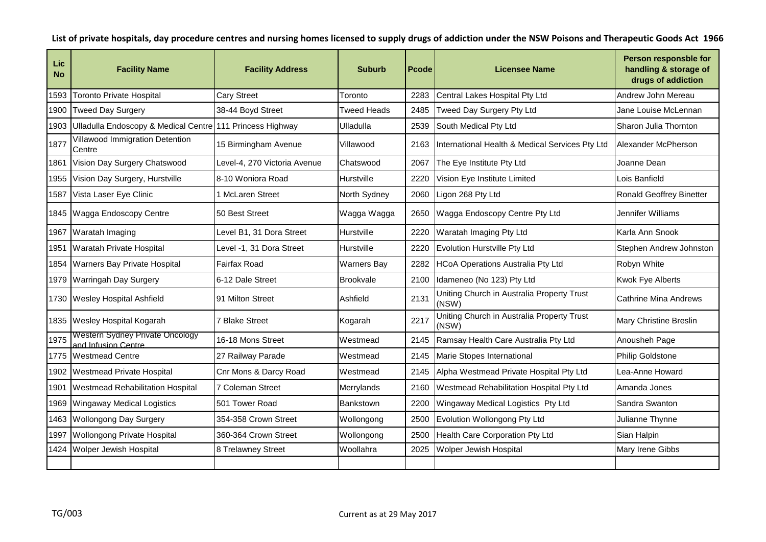**List of private hospitals, day procedure centres and nursing homes licensed to supply drugs of addiction under the NSW Poisons and Therapeutic Goods Act 1966**

| Lic No | Facility Name | Facility Address | Suburb | Pcode | Licensee Name | Person responsble for handling & storage of drugs of addiction |
|---|---|---|---|---|---|---|
| 1593 | Toronto Private Hospital | Cary Street | Toronto | 2283 | Central Lakes Hospital Pty Ltd | Andrew John Mereau |
| 1900 | Tweed Day Surgery | 38-44 Boyd Street | Tweed Heads | 2485 | Tweed Day Surgery Pty Ltd | Jane Louise McLennan |
| 1903 | Ulladulla Endoscopy & Medical Centre | 111 Princess Highway | Ulladulla | 2539 | South Medical Pty Ltd | Sharon Julia Thornton |
| 1877 | Villawood Immigration Detention Centre | 15 Birmingham Avenue | Villawood | 2163 | International Health & Medical Services Pty Ltd | Alexander McPherson |
| 1861 | Vision Day Surgery Chatswood | Level-4, 270 Victoria Avenue | Chatswood | 2067 | The Eye Institute Pty Ltd | Joanne Dean |
| 1955 | Vision Day Surgery, Hurstville | 8-10 Woniora Road | Hurstville | 2220 | Vision Eye Institute Limited | Lois Banfield |
| 1587 | Vista Laser Eye Clinic | 1 McLaren Street | North Sydney | 2060 | Ligon 268 Pty Ltd | Ronald Geoffrey Binetter |
| 1845 | Wagga Endoscopy Centre | 50 Best Street | Wagga Wagga | 2650 | Wagga Endoscopy Centre Pty Ltd | Jennifer Williams |
| 1967 | Waratah Imaging | Level B1, 31 Dora Street | Hurstville | 2220 | Waratah Imaging Pty Ltd | Karla Ann Snook |
| 1951 | Waratah Private Hospital | Level -1, 31 Dora Street | Hurstville | 2220 | Evolution Hurstville Pty Ltd | Stephen Andrew Johnston |
| 1854 | Warners Bay Private Hospital | Fairfax Road | Warners Bay | 2282 | HCoA Operations Australia Pty Ltd | Robyn White |
| 1979 | Warringah Day Surgery | 6-12 Dale Street | Brookvale | 2100 | Idameneo (No 123) Pty Ltd | Kwok Fye Alberts |
| 1730 | Wesley Hospital Ashfield | 91 Milton Street | Ashfield | 2131 | Uniting Church in Australia Property Trust (NSW) | Cathrine Mina Andrews |
| 1835 | Wesley Hospital Kogarah | 7 Blake Street | Kogarah | 2217 | Uniting Church in Australia Property Trust (NSW) | Mary Christine Breslin |
| 1975 | Western Sydney Private Oncology and Infusion Centre | 16-18 Mons Street | Westmead | 2145 | Ramsay Health Care Australia Pty Ltd | Anousheh Page |
| 1775 | Westmead Centre | 27 Railway Parade | Westmead | 2145 | Marie Stopes International | Philip Goldstone |
| 1902 | Westmead Private Hospital | Cnr Mons & Darcy Road | Westmead | 2145 | Alpha Westmead Private Hospital Pty Ltd | Lea-Anne Howard |
| 1901 | Westmead Rehabilitation Hospital | 7 Coleman Street | Merrylands | 2160 | Westmead Rehabilitation Hospital Pty Ltd | Amanda Jones |
| 1969 | Wingaway Medical Logistics | 501 Tower Road | Bankstown | 2200 | Wingaway Medical Logistics Pty Ltd | Sandra Swanton |
| 1463 | Wollongong Day Surgery | 354-358 Crown Street | Wollongong | 2500 | Evolution Wollongong Pty Ltd | Julianne Thynne |
| 1997 | Wollongong Private Hospital | 360-364 Crown Street | Wollongong | 2500 | Health Care Corporation Pty Ltd | Sian Halpin |
| 1424 | Wolper Jewish Hospital | 8 Trelawney Street | Woollahra | 2025 | Wolper Jewish Hospital | Mary Irene Gibbs |
| | | | | | | |

TG/003

Current as at 29 May 2017